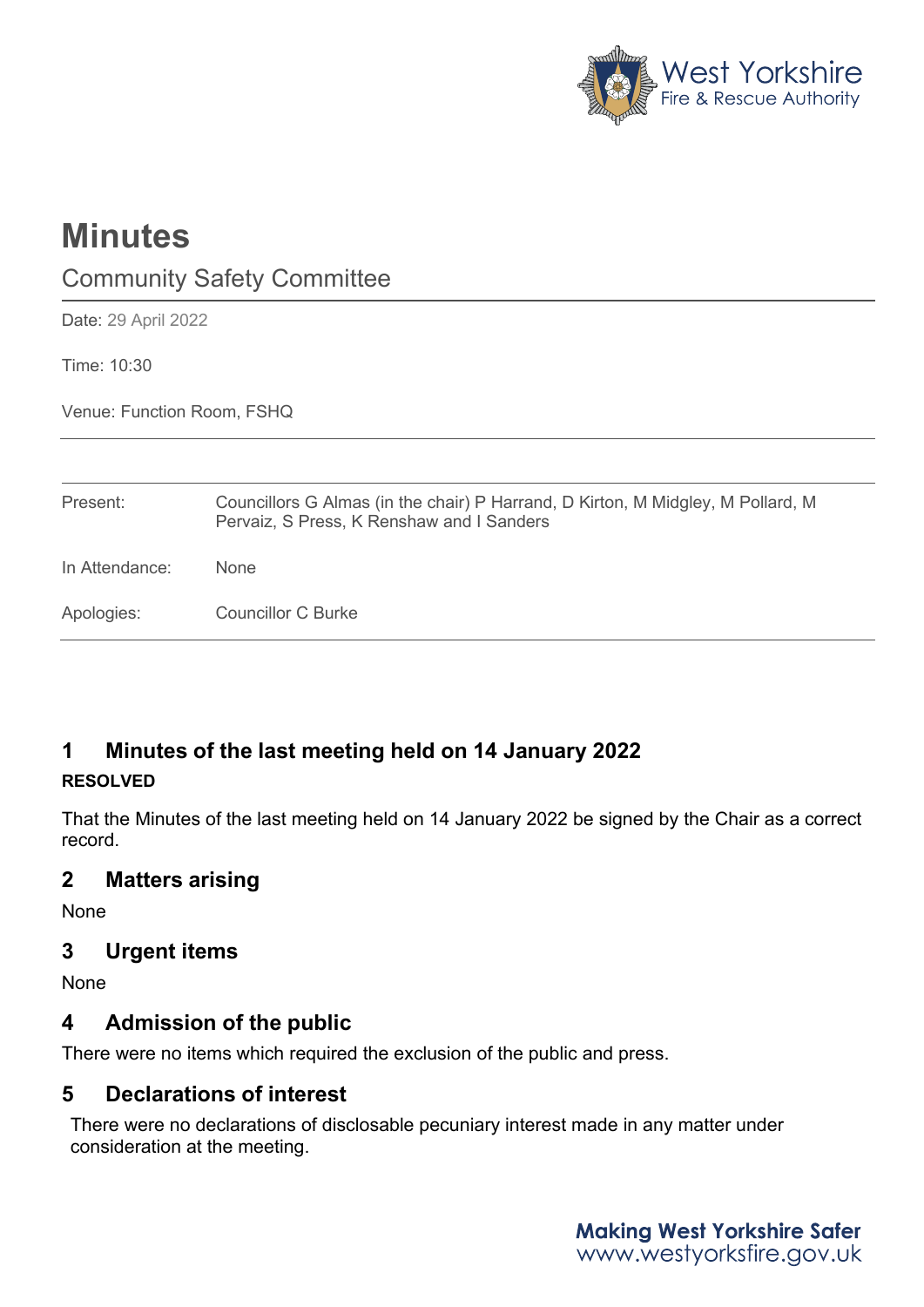West Yorkshire Fire & Rescue Authority

# Minutes

## Community Safety Committee

Date: 29 April 2022

Time: 10:30

Venue: Function Room, FSHQ

| | |
|---|---|
| Present: | Councillors G Almas (in the chair) P Harrand, D Kirton, M Midgley, M Pollard, M Pervaiz, S Press, K Renshaw and I Sanders |
| In Attendance: | None |
| Apologies: | Councillor C Burke |

## 1 Minutes of the last meeting held on 14 January 2022

**RESOLVED**

That the Minutes of the last meeting held on 14 January 2022 be signed by the Chair as a correct record.

## 2 Matters arising

None

## 3 Urgent items

None

## 4 Admission of the public

There were no items which required the exclusion of the public and press.

## 5 Declarations of interest

There were no declarations of disclosable pecuniary interest made in any matter under consideration at the meeting.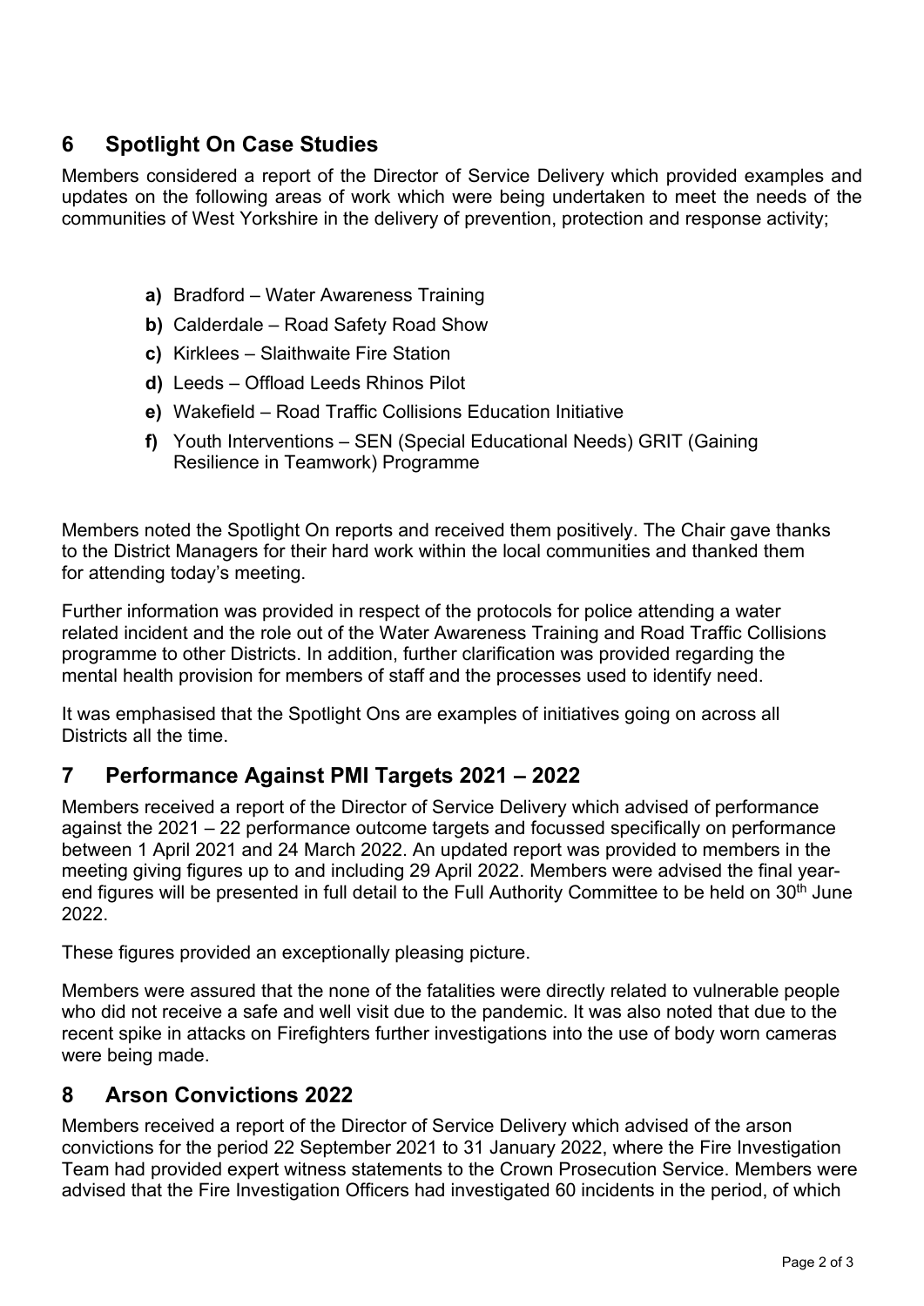## 6 Spotlight On Case Studies

Members considered a report of the Director of Service Delivery which provided examples and updates on the following areas of work which were being undertaken to meet the needs of the communities of West Yorkshire in the delivery of prevention, protection and response activity;

- **a)** Bradford – Water Awareness Training
- **b)** Calderdale – Road Safety Road Show
- **c)** Kirklees – Slaithwaite Fire Station
- **d)** Leeds – Offload Leeds Rhinos Pilot
- **e)** Wakefield – Road Traffic Collisions Education Initiative
- **f)** Youth Interventions – SEN (Special Educational Needs) GRIT (Gaining Resilience in Teamwork) Programme

Members noted the Spotlight On reports and received them positively. The Chair gave thanks to the District Managers for their hard work within the local communities and thanked them for attending today's meeting.

Further information was provided in respect of the protocols for police attending a water related incident and the role out of the Water Awareness Training and Road Traffic Collisions programme to other Districts. In addition, further clarification was provided regarding the mental health provision for members of staff and the processes used to identify need.

It was emphasised that the Spotlight Ons are examples of initiatives going on across all Districts all the time.

## 7 Performance Against PMI Targets 2021 – 2022

Members received a report of the Director of Service Delivery which advised of performance against the 2021 – 22 performance outcome targets and focussed specifically on performance between 1 April 2021 and 24 March 2022. An updated report was provided to members in the meeting giving figures up to and including 29 April 2022. Members were advised the final year-end figures will be presented in full detail to the Full Authority Committee to be held on 30th June 2022.

These figures provided an exceptionally pleasing picture.

Members were assured that the none of the fatalities were directly related to vulnerable people who did not receive a safe and well visit due to the pandemic. It was also noted that due to the recent spike in attacks on Firefighters further investigations into the use of body worn cameras were being made.

## 8 Arson Convictions 2022

Members received a report of the Director of Service Delivery which advised of the arson convictions for the period 22 September 2021 to 31 January 2022, where the Fire Investigation Team had provided expert witness statements to the Crown Prosecution Service. Members were advised that the Fire Investigation Officers had investigated 60 incidents in the period, of which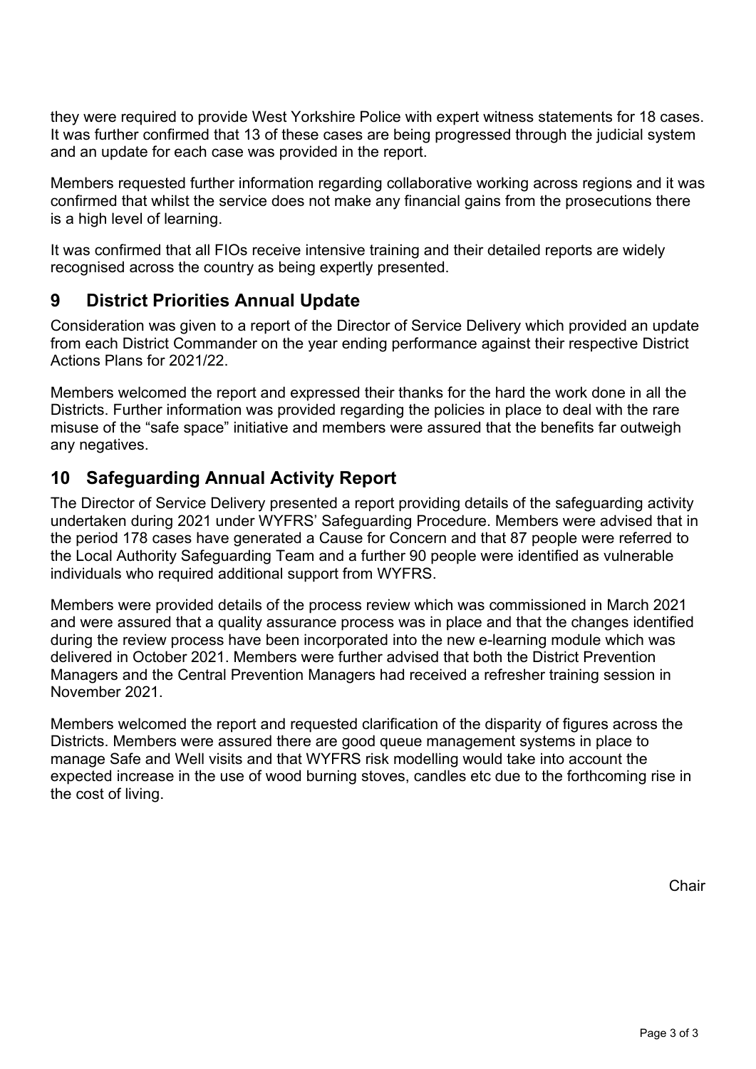they were required to provide West Yorkshire Police with expert witness statements for 18 cases. It was further confirmed that 13 of these cases are being progressed through the judicial system and an update for each case was provided in the report.

Members requested further information regarding collaborative working across regions and it was confirmed that whilst the service does not make any financial gains from the prosecutions there is a high level of learning.

It was confirmed that all FIOs receive intensive training and their detailed reports are widely recognised across the country as being expertly presented.

## 9 District Priorities Annual Update

Consideration was given to a report of the Director of Service Delivery which provided an update from each District Commander on the year ending performance against their respective District Actions Plans for 2021/22.

Members welcomed the report and expressed their thanks for the hard the work done in all the Districts. Further information was provided regarding the policies in place to deal with the rare misuse of the "safe space" initiative and members were assured that the benefits far outweigh any negatives.

## 10 Safeguarding Annual Activity Report

The Director of Service Delivery presented a report providing details of the safeguarding activity undertaken during 2021 under WYFRS' Safeguarding Procedure. Members were advised that in the period 178 cases have generated a Cause for Concern and that 87 people were referred to the Local Authority Safeguarding Team and a further 90 people were identified as vulnerable individuals who required additional support from WYFRS.

Members were provided details of the process review which was commissioned in March 2021 and were assured that a quality assurance process was in place and that the changes identified during the review process have been incorporated into the new e-learning module which was delivered in October 2021. Members were further advised that both the District Prevention Managers and the Central Prevention Managers had received a refresher training session in November 2021.

Members welcomed the report and requested clarification of the disparity of figures across the Districts. Members were assured there are good queue management systems in place to manage Safe and Well visits and that WYFRS risk modelling would take into account the expected increase in the use of wood burning stoves, candles etc due to the forthcoming rise in the cost of living.

Chair